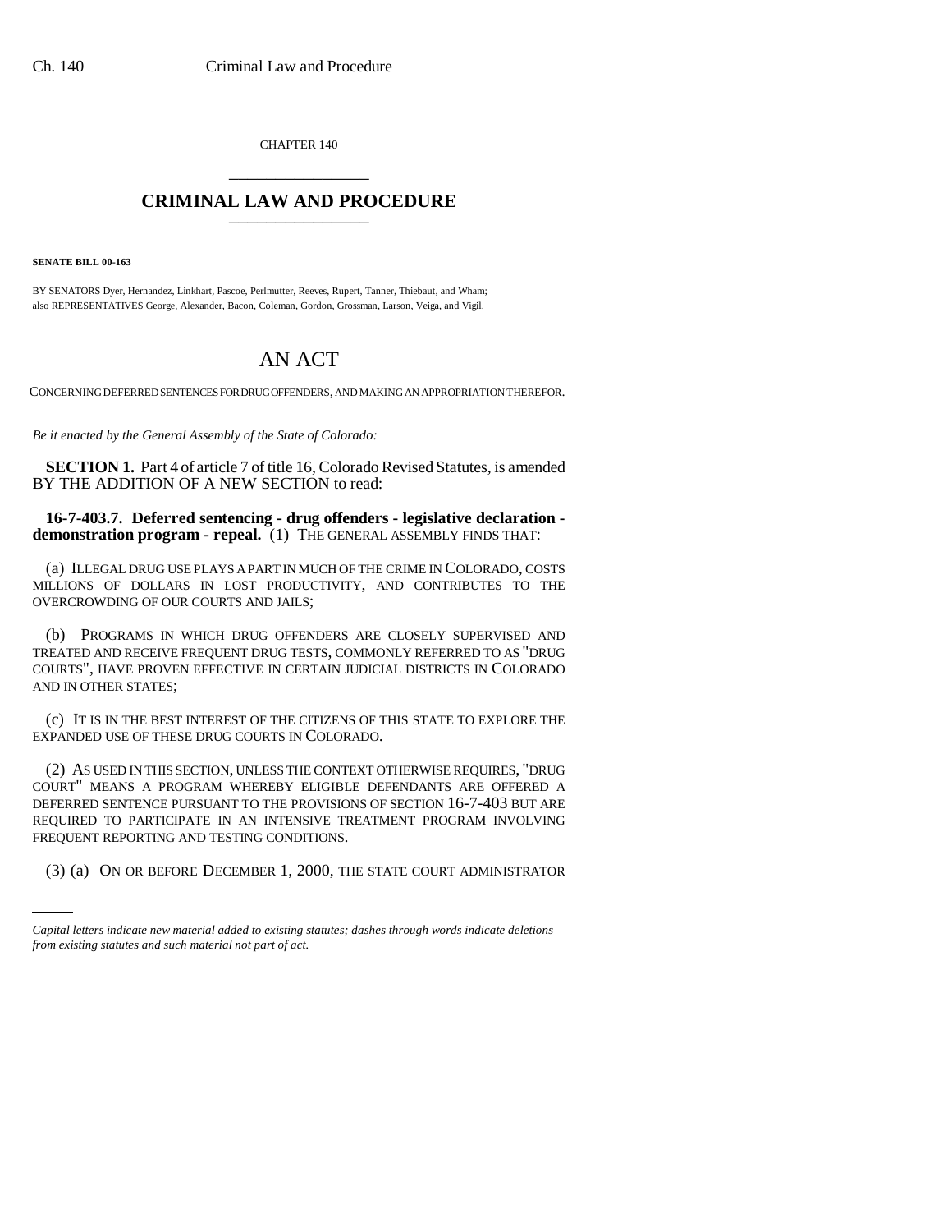CHAPTER 140

# CRIMINAL LAW AND PROCEDURE

**SENATE BILL 00-163**

BY SENATORS Dyer, Hernandez, Linkhart, Pascoe, Perlmutter, Reeves, Rupert, Tanner, Thiebaut, and Wham;
also REPRESENTATIVES George, Alexander, Bacon, Coleman, Gordon, Grossman, Larson, Veiga, and Vigil.

# AN ACT

CONCERNING DEFERRED SENTENCES FOR DRUG OFFENDERS, AND MAKING AN APPROPRIATION THEREFOR.

*Be it enacted by the General Assembly of the State of Colorado:*

**SECTION 1.** Part 4 of article 7 of title 16, Colorado Revised Statutes, is amended BY THE ADDITION OF A NEW SECTION to read:

**16-7-403.7. Deferred sentencing - drug offenders - legislative declaration - demonstration program - repeal.** (1) THE GENERAL ASSEMBLY FINDS THAT:

(a) ILLEGAL DRUG USE PLAYS A PART IN MUCH OF THE CRIME IN COLORADO, COSTS MILLIONS OF DOLLARS IN LOST PRODUCTIVITY, AND CONTRIBUTES TO THE OVERCROWDING OF OUR COURTS AND JAILS;

(b) PROGRAMS IN WHICH DRUG OFFENDERS ARE CLOSELY SUPERVISED AND TREATED AND RECEIVE FREQUENT DRUG TESTS, COMMONLY REFERRED TO AS "DRUG COURTS", HAVE PROVEN EFFECTIVE IN CERTAIN JUDICIAL DISTRICTS IN COLORADO AND IN OTHER STATES;

(c) IT IS IN THE BEST INTEREST OF THE CITIZENS OF THIS STATE TO EXPLORE THE EXPANDED USE OF THESE DRUG COURTS IN COLORADO.

(2) AS USED IN THIS SECTION, UNLESS THE CONTEXT OTHERWISE REQUIRES, "DRUG COURT" MEANS A PROGRAM WHEREBY ELIGIBLE DEFENDANTS ARE OFFERED A DEFERRED SENTENCE PURSUANT TO THE PROVISIONS OF SECTION 16-7-403 BUT ARE REQUIRED TO PARTICIPATE IN AN INTENSIVE TREATMENT PROGRAM INVOLVING FREQUENT REPORTING AND TESTING CONDITIONS.

(3) (a) ON OR BEFORE DECEMBER 1, 2000, THE STATE COURT ADMINISTRATOR

*Capital letters indicate new material added to existing statutes; dashes through words indicate deletions from existing statutes and such material not part of act.*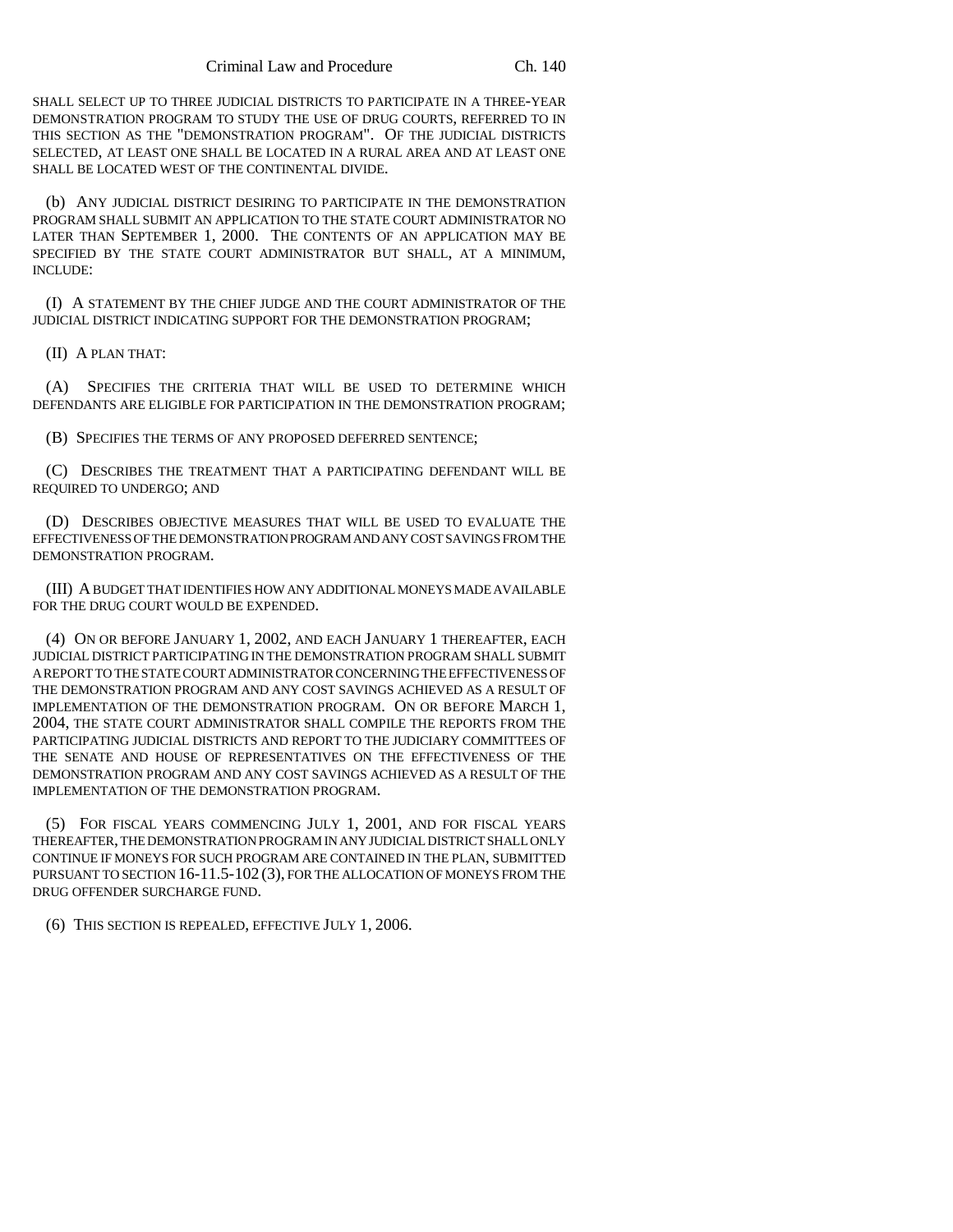SHALL SELECT UP TO THREE JUDICIAL DISTRICTS TO PARTICIPATE IN A THREE-YEAR DEMONSTRATION PROGRAM TO STUDY THE USE OF DRUG COURTS, REFERRED TO IN THIS SECTION AS THE "DEMONSTRATION PROGRAM". OF THE JUDICIAL DISTRICTS SELECTED, AT LEAST ONE SHALL BE LOCATED IN A RURAL AREA AND AT LEAST ONE SHALL BE LOCATED WEST OF THE CONTINENTAL DIVIDE.

(b) ANY JUDICIAL DISTRICT DESIRING TO PARTICIPATE IN THE DEMONSTRATION PROGRAM SHALL SUBMIT AN APPLICATION TO THE STATE COURT ADMINISTRATOR NO LATER THAN SEPTEMBER 1, 2000. THE CONTENTS OF AN APPLICATION MAY BE SPECIFIED BY THE STATE COURT ADMINISTRATOR BUT SHALL, AT A MINIMUM, INCLUDE:

(I) A STATEMENT BY THE CHIEF JUDGE AND THE COURT ADMINISTRATOR OF THE JUDICIAL DISTRICT INDICATING SUPPORT FOR THE DEMONSTRATION PROGRAM;

(II) A PLAN THAT:

(A) SPECIFIES THE CRITERIA THAT WILL BE USED TO DETERMINE WHICH DEFENDANTS ARE ELIGIBLE FOR PARTICIPATION IN THE DEMONSTRATION PROGRAM;

(B) SPECIFIES THE TERMS OF ANY PROPOSED DEFERRED SENTENCE;

(C) DESCRIBES THE TREATMENT THAT A PARTICIPATING DEFENDANT WILL BE REQUIRED TO UNDERGO; AND

(D) DESCRIBES OBJECTIVE MEASURES THAT WILL BE USED TO EVALUATE THE EFFECTIVENESS OF THE DEMONSTRATION PROGRAM AND ANY COST SAVINGS FROM THE DEMONSTRATION PROGRAM.

(III) A BUDGET THAT IDENTIFIES HOW ANY ADDITIONAL MONEYS MADE AVAILABLE FOR THE DRUG COURT WOULD BE EXPENDED.

(4) ON OR BEFORE JANUARY 1, 2002, AND EACH JANUARY 1 THEREAFTER, EACH JUDICIAL DISTRICT PARTICIPATING IN THE DEMONSTRATION PROGRAM SHALL SUBMIT A REPORT TO THE STATE COURT ADMINISTRATOR CONCERNING THE EFFECTIVENESS OF THE DEMONSTRATION PROGRAM AND ANY COST SAVINGS ACHIEVED AS A RESULT OF IMPLEMENTATION OF THE DEMONSTRATION PROGRAM. ON OR BEFORE MARCH 1, 2004, THE STATE COURT ADMINISTRATOR SHALL COMPILE THE REPORTS FROM THE PARTICIPATING JUDICIAL DISTRICTS AND REPORT TO THE JUDICIARY COMMITTEES OF THE SENATE AND HOUSE OF REPRESENTATIVES ON THE EFFECTIVENESS OF THE DEMONSTRATION PROGRAM AND ANY COST SAVINGS ACHIEVED AS A RESULT OF THE IMPLEMENTATION OF THE DEMONSTRATION PROGRAM.

(5) FOR FISCAL YEARS COMMENCING JULY 1, 2001, AND FOR FISCAL YEARS THEREAFTER, THE DEMONSTRATION PROGRAM IN ANY JUDICIAL DISTRICT SHALL ONLY CONTINUE IF MONEYS FOR SUCH PROGRAM ARE CONTAINED IN THE PLAN, SUBMITTED PURSUANT TO SECTION 16-11.5-102 (3), FOR THE ALLOCATION OF MONEYS FROM THE DRUG OFFENDER SURCHARGE FUND.

(6) THIS SECTION IS REPEALED, EFFECTIVE JULY 1, 2006.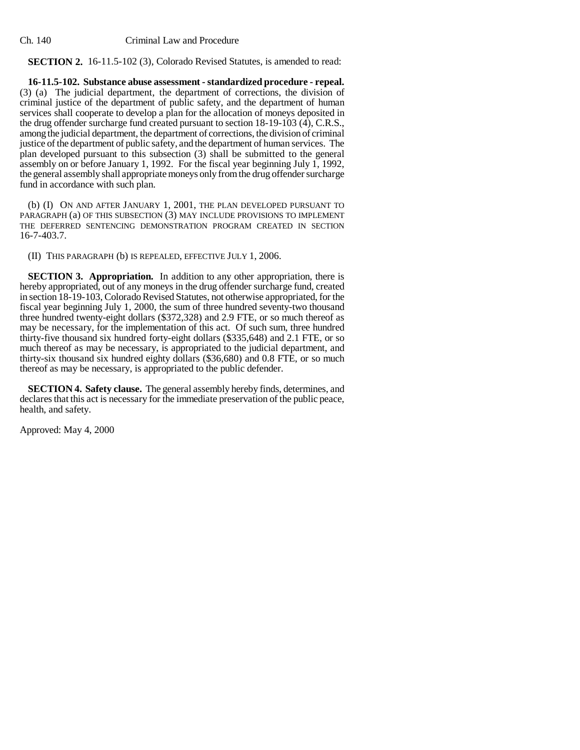**SECTION 2.** 16-11.5-102 (3), Colorado Revised Statutes, is amended to read:

**16-11.5-102. Substance abuse assessment - standardized procedure - repeal.** (3) (a) The judicial department, the department of corrections, the division of criminal justice of the department of public safety, and the department of human services shall cooperate to develop a plan for the allocation of moneys deposited in the drug offender surcharge fund created pursuant to section 18-19-103 (4), C.R.S., among the judicial department, the department of corrections, the division of criminal justice of the department of public safety, and the department of human services. The plan developed pursuant to this subsection (3) shall be submitted to the general assembly on or before January 1, 1992. For the fiscal year beginning July 1, 1992, the general assembly shall appropriate moneys only from the drug offender surcharge fund in accordance with such plan.

(b) (I) ON AND AFTER JANUARY 1, 2001, THE PLAN DEVELOPED PURSUANT TO PARAGRAPH (a) OF THIS SUBSECTION (3) MAY INCLUDE PROVISIONS TO IMPLEMENT THE DEFERRED SENTENCING DEMONSTRATION PROGRAM CREATED IN SECTION 16-7-403.7.

(II) THIS PARAGRAPH (b) IS REPEALED, EFFECTIVE JULY 1, 2006.

**SECTION 3. Appropriation.** In addition to any other appropriation, there is hereby appropriated, out of any moneys in the drug offender surcharge fund, created in section 18-19-103, Colorado Revised Statutes, not otherwise appropriated, for the fiscal year beginning July 1, 2000, the sum of three hundred seventy-two thousand three hundred twenty-eight dollars ($372,328) and 2.9 FTE, or so much thereof as may be necessary, for the implementation of this act. Of such sum, three hundred thirty-five thousand six hundred forty-eight dollars ($335,648) and 2.1 FTE, or so much thereof as may be necessary, is appropriated to the judicial department, and thirty-six thousand six hundred eighty dollars ($36,680) and 0.8 FTE, or so much thereof as may be necessary, is appropriated to the public defender.

**SECTION 4. Safety clause.** The general assembly hereby finds, determines, and declares that this act is necessary for the immediate preservation of the public peace, health, and safety.

Approved: May 4, 2000